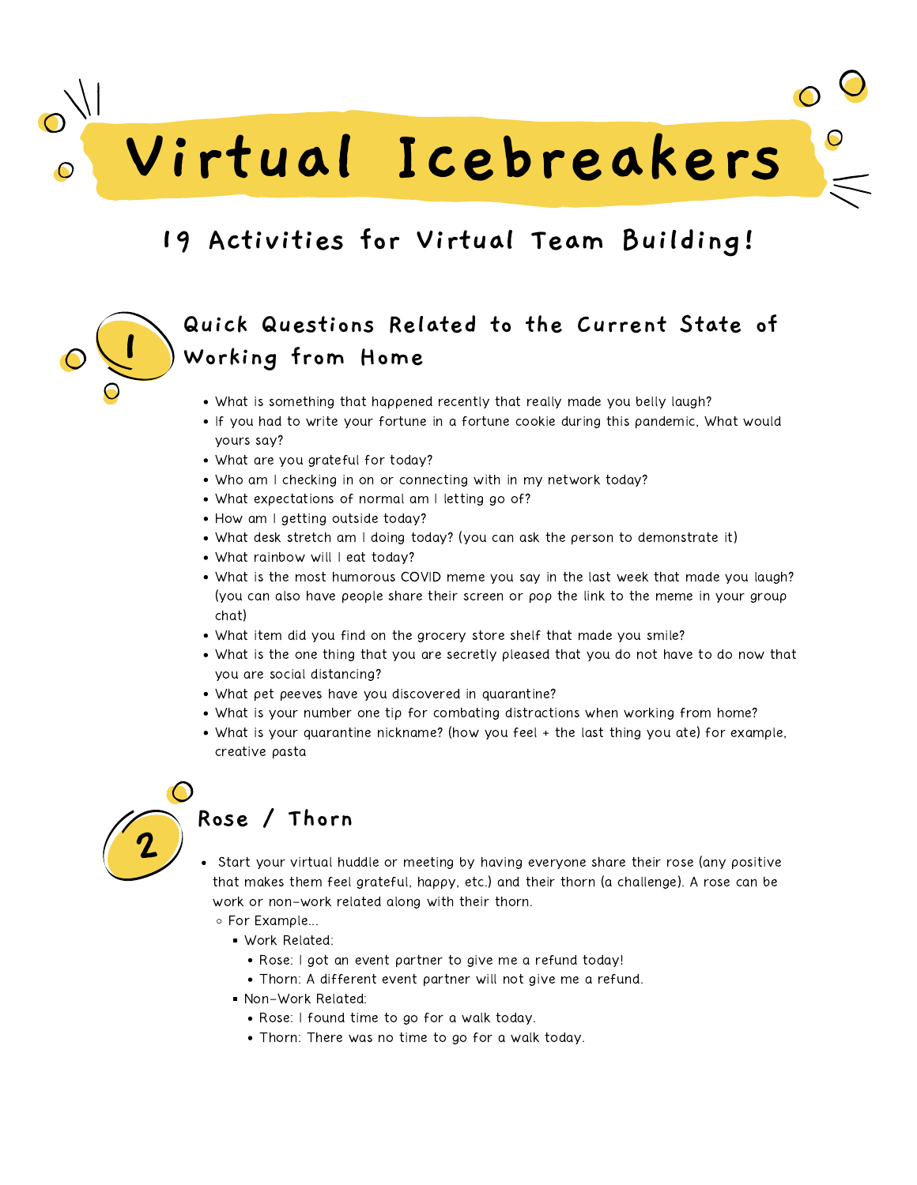# Virtual Icebreakers

## 19 Activities for Virtual Team Building!

### 1 Quick Questions Related to the Current State of Working from Home

- What is something that happened recently that really made you belly laugh?
- If you had to write your fortune in a fortune cookie during this pandemic, What would yours say?
- What are you grateful for today?
- Who am I checking in on or connecting with in my network today?
- What expectations of normal am I letting go of?
- How am I getting outside today?
- What desk stretch am I doing today? (you can ask the person to demonstrate it)
- What rainbow will I eat today?
- What is the most humorous COVID meme you say in the last week that made you laugh? (you can also have people share their screen or pop the link to the meme in your group chat)
- What item did you find on the grocery store shelf that made you smile?
- What is the one thing that you are secretly pleased that you do not have to do now that you are social distancing?
- What pet peeves have you discovered in quarantine?
- What is your number one tip for combating distractions when working from home?
- What is your quarantine nickname? (how you feel + the last thing you ate) for example, creative pasta

### 2 Rose / Thorn

- Start your virtual huddle or meeting by having everyone share their rose (any positive that makes them feel grateful, happy, etc.) and their thorn (a challenge). A rose can be work or non-work related along with their thorn.
  - For Example...
    - Work Related:
      - Rose: I got an event partner to give me a refund today!
      - Thorn: A different event partner will not give me a refund.
    - Non-Work Related:
      - Rose: I found time to go for a walk today.
      - Thorn: There was no time to go for a walk today.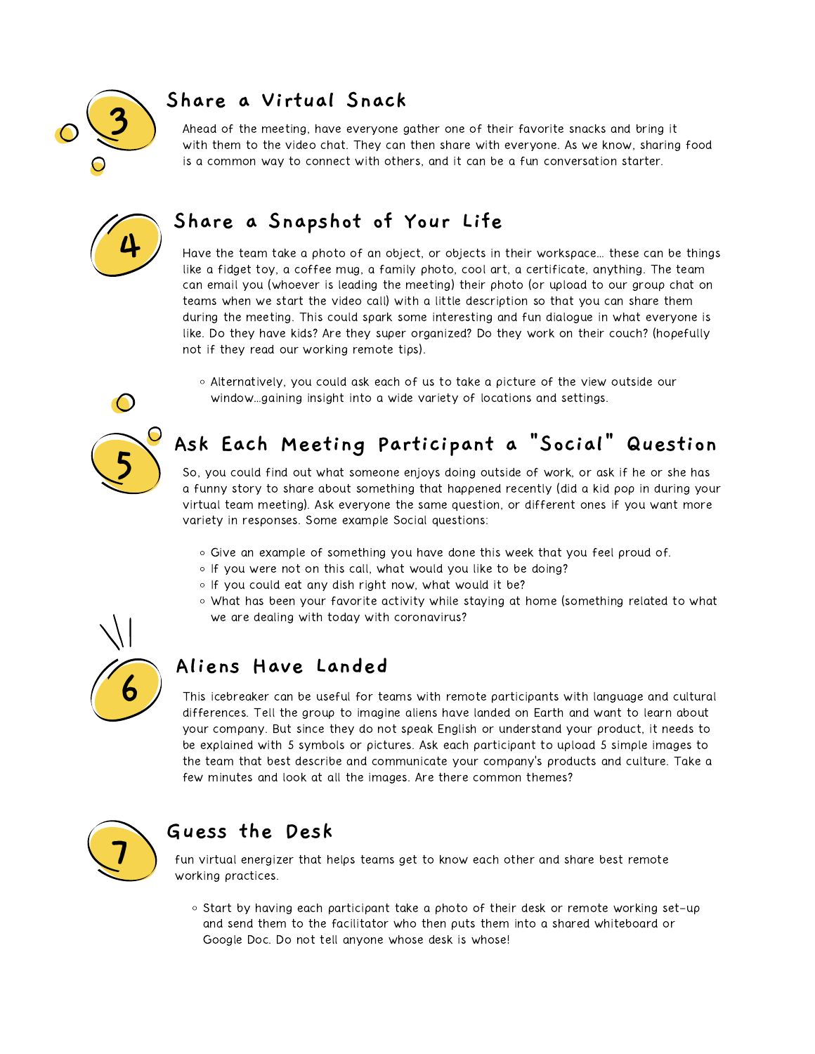## 3 Share a Virtual Snack

Ahead of the meeting, have everyone gather one of their favorite snacks and bring it with them to the video chat. They can then share with everyone. As we know, sharing food is a common way to connect with others, and it can be a fun conversation starter.

## 4 Share a Snapshot of Your Life

Have the team take a photo of an object, or objects in their workspace... these can be things like a fidget toy, a coffee mug, a family photo, cool art, a certificate, anything. The team can email you (whoever is leading the meeting) their photo (or upload to our group chat on teams when we start the video call) with a little description so that you can share them during the meeting. This could spark some interesting and fun dialogue in what everyone is like. Do they have kids? Are they super organized? Do they work on their couch? (hopefully not if they read our working remote tips).

- Alternatively, you could ask each of us to take a picture of the view outside our window...gaining insight into a wide variety of locations and settings.

## 5 Ask Each Meeting Participant a "Social" Question

So, you could find out what someone enjoys doing outside of work, or ask if he or she has a funny story to share about something that happened recently (did a kid pop in during your virtual team meeting). Ask everyone the same question, or different ones if you want more variety in responses. Some example Social questions:

- Give an example of something you have done this week that you feel proud of.
- If you were not on this call, what would you like to be doing?
- If you could eat any dish right now, what would it be?
- What has been your favorite activity while staying at home (something related to what we are dealing with today with coronavirus?

## 6 Aliens Have Landed

This icebreaker can be useful for teams with remote participants with language and cultural differences. Tell the group to imagine aliens have landed on Earth and want to learn about your company. But since they do not speak English or understand your product, it needs to be explained with 5 symbols or pictures. Ask each participant to upload 5 simple images to the team that best describe and communicate your company's products and culture. Take a few minutes and look at all the images. Are there common themes?

## 7 Guess the Desk

fun virtual energizer that helps teams get to know each other and share best remote working practices.

- Start by having each participant take a photo of their desk or remote working set-up and send them to the facilitator who then puts them into a shared whiteboard or Google Doc. Do not tell anyone whose desk is whose!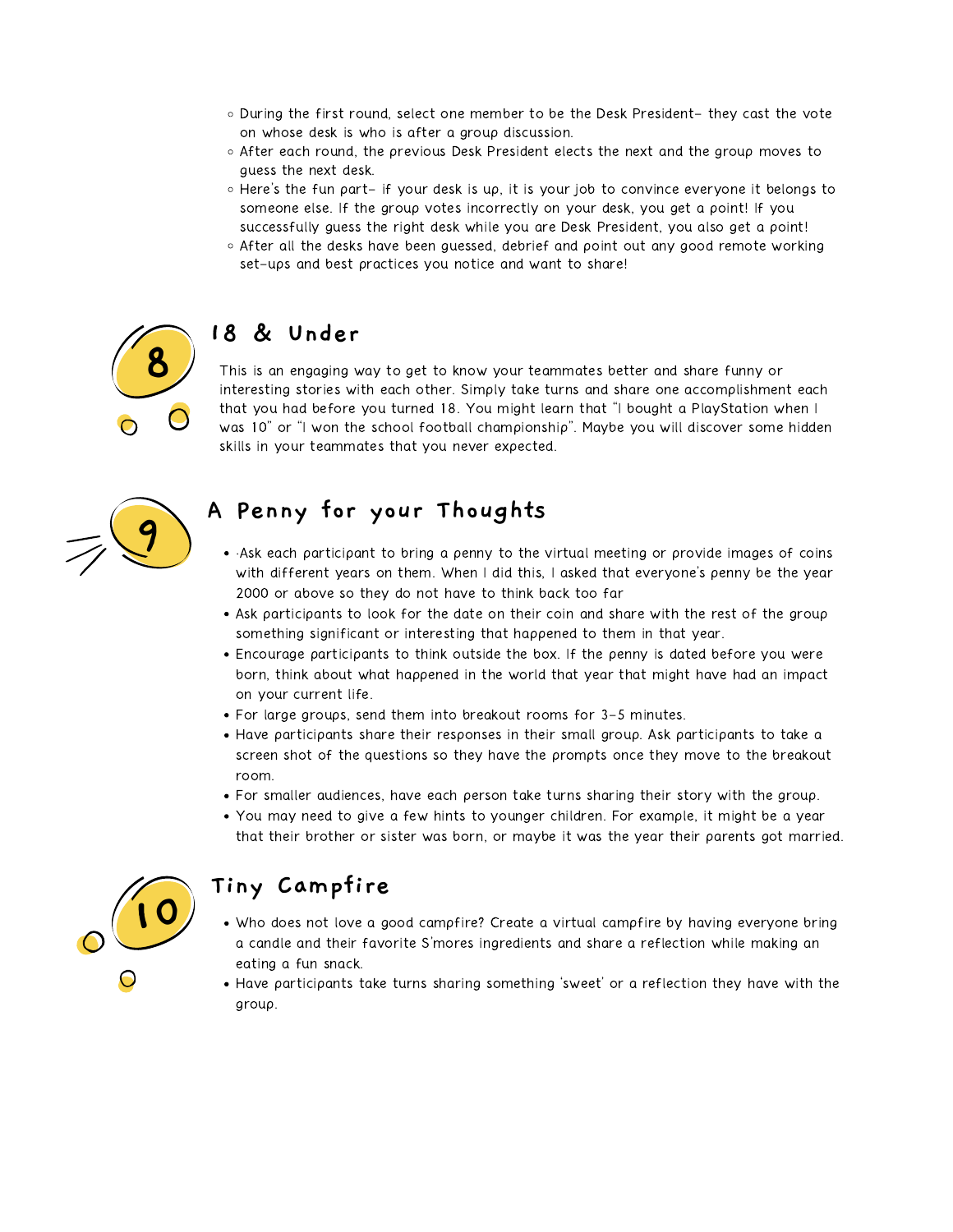- During the first round, select one member to be the Desk President- they cast the vote on whose desk is who is after a group discussion.
- After each round, the previous Desk President elects the next and the group moves to guess the next desk.
- Here's the fun part- if your desk is up, it is your job to convince everyone it belongs to someone else. If the group votes incorrectly on your desk, you get a point! If you successfully guess the right desk while you are Desk President, you also get a point!
- After all the desks have been guessed, debrief and point out any good remote working set-ups and best practices you notice and want to share!

## 8 18 & Under

This is an engaging way to get to know your teammates better and share funny or interesting stories with each other. Simply take turns and share one accomplishment each that you had before you turned 18. You might learn that "I bought a PlayStation when I was 10" or "I won the school football championship". Maybe you will discover some hidden skills in your teammates that you never expected.

## 9 A Penny for your Thoughts

- ·Ask each participant to bring a penny to the virtual meeting or provide images of coins with different years on them. When I did this, I asked that everyone's penny be the year 2000 or above so they do not have to think back too far
- Ask participants to look for the date on their coin and share with the rest of the group something significant or interesting that happened to them in that year.
- Encourage participants to think outside the box. If the penny is dated before you were born, think about what happened in the world that year that might have had an impact on your current life.
- For large groups, send them into breakout rooms for 3-5 minutes.
- Have participants share their responses in their small group. Ask participants to take a screen shot of the questions so they have the prompts once they move to the breakout room.
- For smaller audiences, have each person take turns sharing their story with the group.
- You may need to give a few hints to younger children. For example, it might be a year that their brother or sister was born, or maybe it was the year their parents got married.

## 10 Tiny Campfire

- Who does not love a good campfire? Create a virtual campfire by having everyone bring a candle and their favorite S'mores ingredients and share a reflection while making an eating a fun snack.
- Have participants take turns sharing something 'sweet' or a reflection they have with the group.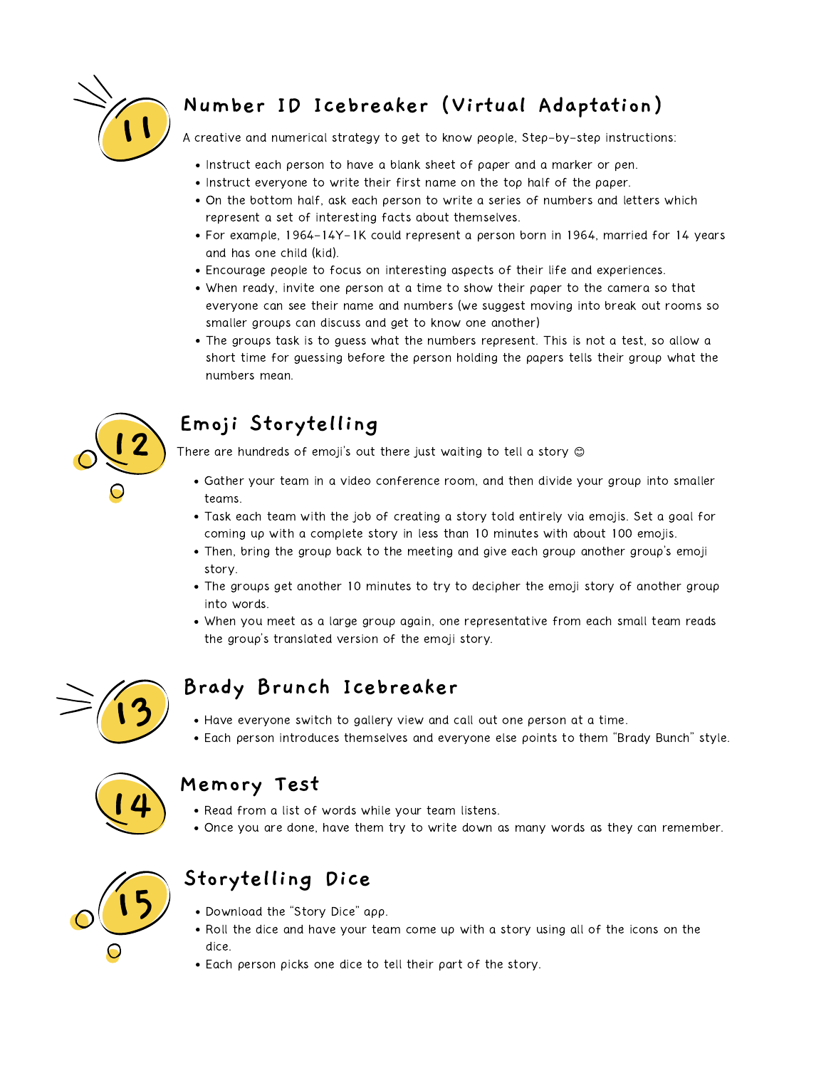## 11 Number ID Icebreaker (Virtual Adaptation)

A creative and numerical strategy to get to know people, Step-by-step instructions:

- Instruct each person to have a blank sheet of paper and a marker or pen.
- Instruct everyone to write their first name on the top half of the paper.
- On the bottom half, ask each person to write a series of numbers and letters which represent a set of interesting facts about themselves.
- For example, 1964-14Y-1K could represent a person born in 1964, married for 14 years and has one child (kid).
- Encourage people to focus on interesting aspects of their life and experiences.
- When ready, invite one person at a time to show their paper to the camera so that everyone can see their name and numbers (we suggest moving into break out rooms so smaller groups can discuss and get to know one another)
- The groups task is to guess what the numbers represent. This is not a test, so allow a short time for guessing before the person holding the papers tells their group what the numbers mean.

## 12 Emoji Storytelling

There are hundreds of emoji's out there just waiting to tell a story 😊

- Gather your team in a video conference room, and then divide your group into smaller teams.
- Task each team with the job of creating a story told entirely via emojis. Set a goal for coming up with a complete story in less than 10 minutes with about 100 emojis.
- Then, bring the group back to the meeting and give each group another group's emoji story.
- The groups get another 10 minutes to try to decipher the emoji story of another group into words.
- When you meet as a large group again, one representative from each small team reads the group's translated version of the emoji story.

## 13 Brady Brunch Icebreaker

- Have everyone switch to gallery view and call out one person at a time.
- Each person introduces themselves and everyone else points to them "Brady Bunch" style.

## 14 Memory Test

- Read from a list of words while your team listens.
- Once you are done, have them try to write down as many words as they can remember.

## 15 Storytelling Dice

- Download the "Story Dice" app.
- Roll the dice and have your team come up with a story using all of the icons on the dice.
- Each person picks one dice to tell their part of the story.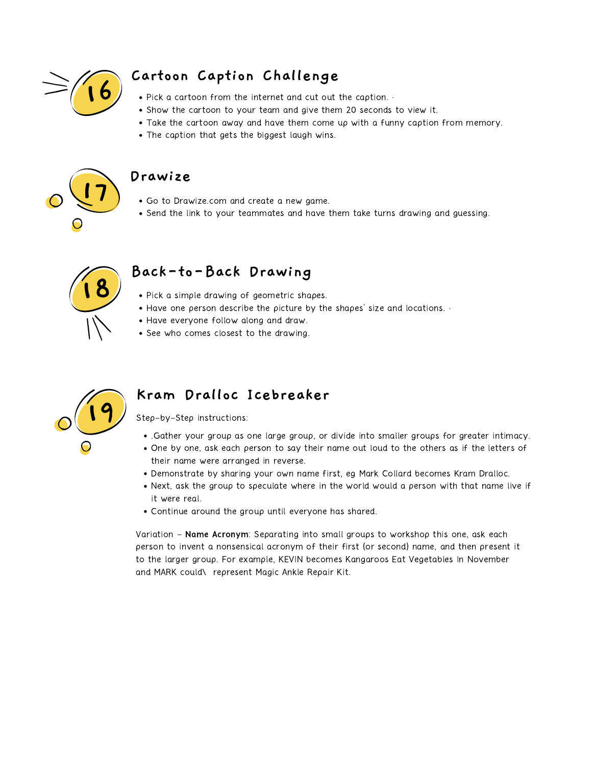## 16 Cartoon Caption Challenge

- Pick a cartoon from the internet and cut out the caption. ·
- Show the cartoon to your team and give them 20 seconds to view it.
- Take the cartoon away and have them come up with a funny caption from memory.
- The caption that gets the biggest laugh wins.

## 17 Drawize

- Go to Drawize.com and create a new game.
- Send the link to your teammates and have them take turns drawing and guessing.

## 18 Back-to-Back Drawing

- Pick a simple drawing of geometric shapes.
- Have one person describe the picture by the shapes' size and locations. ·
- Have everyone follow along and draw.
- See who comes closest to the drawing.

## 19 Kram Dralloc Icebreaker

Step-by-Step instructions:

- .Gather your group as one large group, or divide into smaller groups for greater intimacy.
- One by one, ask each person to say their name out loud to the others as if the letters of their name were arranged in reverse.
- Demonstrate by sharing your own name first, eg Mark Collard becomes Kram Dralloc.
- Next, ask the group to speculate where in the world would a person with that name live if it were real.
- Continue around the group until everyone has shared.

Variation – **Name Acronym**: Separating into small groups to workshop this one, ask each person to invent a nonsensical acronym of their first (or second) name, and then present it to the larger group. For example, KEVIN becomes Kangaroos Eat Vegetables In November and MARK could\  represent Magic Ankle Repair Kit.